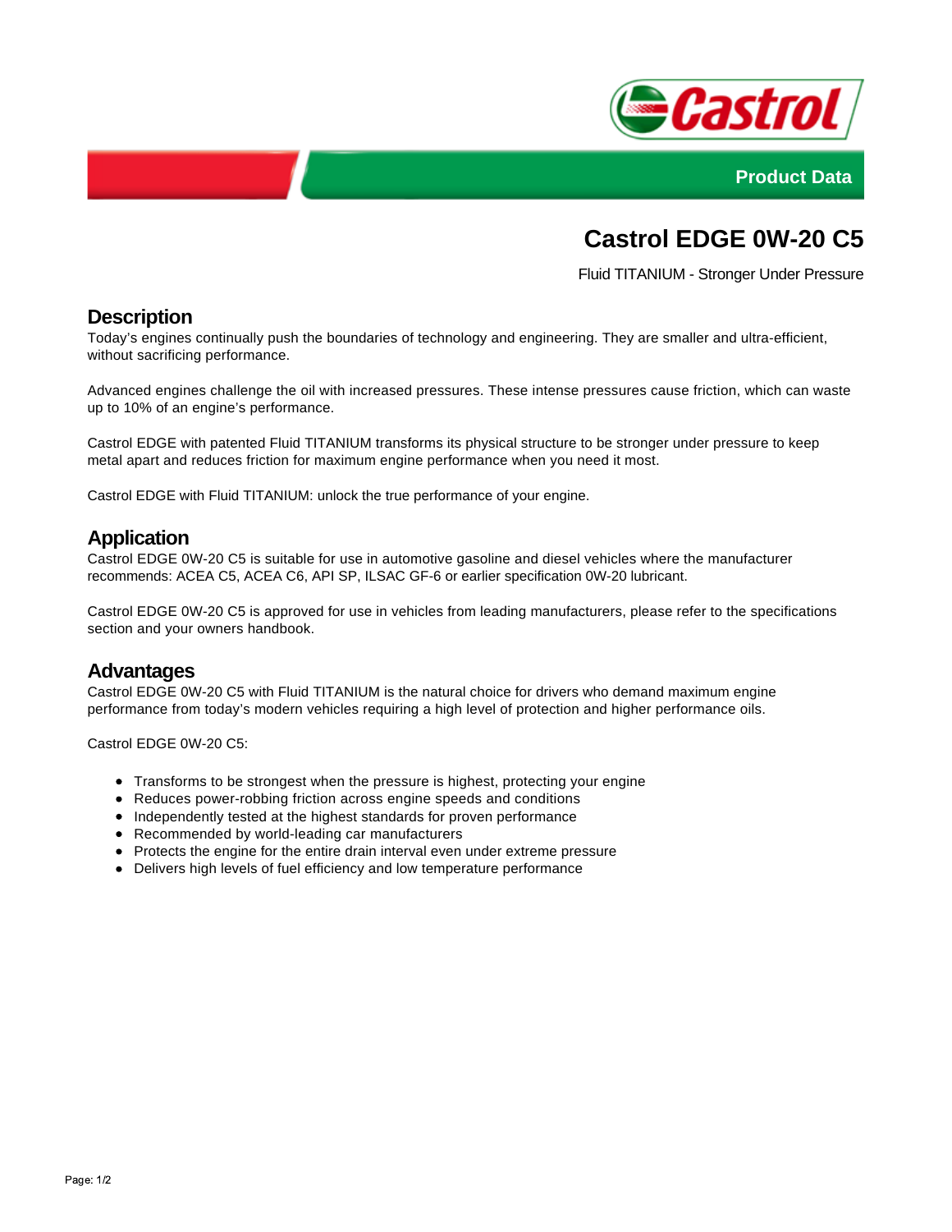Product Data

# Castrol EDGE 0W-20 C5

Fluid TITANIUM - Stronger Under Pressure

## Description

Today's engines continually push the boundaries of technology and engineering. They are smaller and ultra-efficient, without sacrificing performance.

Advanced engines challenge the oil with increased pressures. These intense pressures cause friction, which can waste up to 10% of an engine's performance.

Castrol EDGE with patented Fluid TITANIUM transforms its physical structure to be stronger under pressure to keep metal apart and reduces friction for maximum engine performance when you need it most.

Castrol EDGE with Fluid TITANIUM: unlock the true performance of your engine.

## Application

Castrol EDGE 0W-20 C5 is suitable for use in automotive gasoline and diesel vehicles where the manufacturer recommends: ACEA C5, ACEA C6, API SP, ILSAC GF-6 or earlier specification 0W-20 lubricant.

Castrol EDGE 0W-20 C5 is approved for use in vehicles from leading manufacturers, please refer to the specifications section and your owners handbook.

## Advantages

Castrol EDGE 0W-20 C5 with Fluid TITANIUM is the natural choice for drivers who demand maximum engine performance from today's modern vehicles requiring a high level of protection and higher performance oils.

Castrol EDGE 0W-20 C5:

- Transforms to be strongest when the pressure is highest, protecting your engine
- Reduces power-robbing friction across engine speeds and conditions
- Independently tested at the highest standards for proven performance
- Recommended by world-leading car manufacturers
- Protects the engine for the entire drain interval even under extreme pressure
- Delivers high levels of fuel efficiency and low temperature performance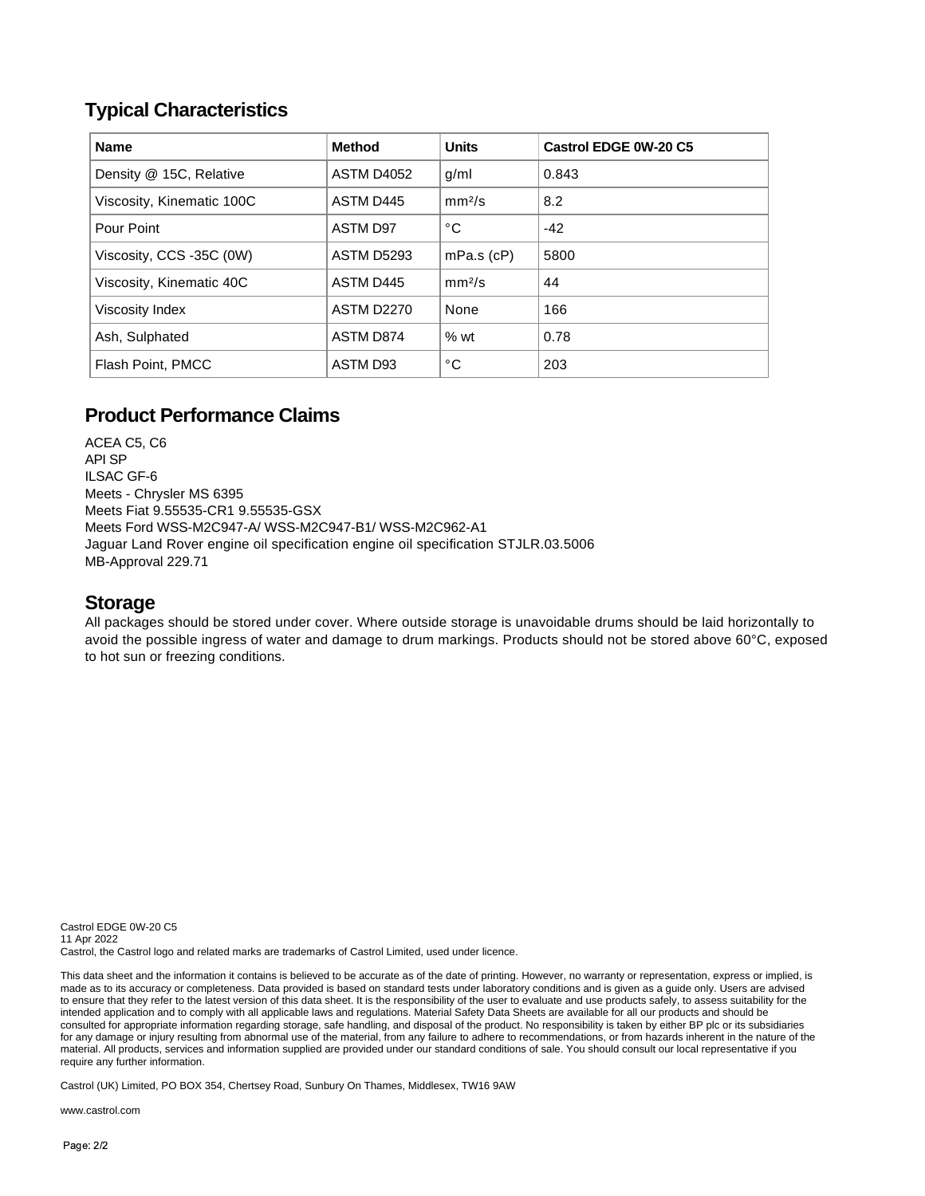## Typical Characteristics

| Name | Method | Units | Castrol EDGE 0W-20 C5 |
|---|---|---|---|
| Density @ 15C, Relative | ASTM D4052 | g/ml | 0.843 |
| Viscosity, Kinematic 100C | ASTM D445 | $mm^2/s$ | 8.2 |
| Pour Point | ASTM D97 | °C | -42 |
| Viscosity, CCS -35C (0W) | ASTM D5293 | mPa.s (cP) | 5800 |
| Viscosity, Kinematic 40C | ASTM D445 | $mm^2/s$ | 44 |
| Viscosity Index | ASTM D2270 | None | 166 |
| Ash, Sulphated | ASTM D874 | % wt | 0.78 |
| Flash Point, PMCC | ASTM D93 | °C | 203 |

## Product Performance Claims

ACEA C5, C6
API SP
ILSAC GF-6
Meets - Chrysler MS 6395
Meets Fiat 9.55535-CR1 9.55535-GSX
Meets Ford WSS-M2C947-A/ WSS-M2C947-B1/ WSS-M2C962-A1
Jaguar Land Rover engine oil specification engine oil specification STJLR.03.5006
MB-Approval 229.71

## Storage

All packages should be stored under cover. Where outside storage is unavoidable drums should be laid horizontally to avoid the possible ingress of water and damage to drum markings. Products should not be stored above 60°C, exposed to hot sun or freezing conditions.

Castrol EDGE 0W-20 C5
11 Apr 2022
Castrol, the Castrol logo and related marks are trademarks of Castrol Limited, used under licence.

This data sheet and the information it contains is believed to be accurate as of the date of printing. However, no warranty or representation, express or implied, is made as to its accuracy or completeness. Data provided is based on standard tests under laboratory conditions and is given as a guide only. Users are advised to ensure that they refer to the latest version of this data sheet. It is the responsibility of the user to evaluate and use products safely, to assess suitability for the intended application and to comply with all applicable laws and regulations. Material Safety Data Sheets are available for all our products and should be consulted for appropriate information regarding storage, safe handling, and disposal of the product. No responsibility is taken by either BP plc or its subsidiaries for any damage or injury resulting from abnormal use of the material, from any failure to adhere to recommendations, or from hazards inherent in the nature of the material. All products, services and information supplied are provided under our standard conditions of sale. You should consult our local representative if you require any further information.

Castrol (UK) Limited, PO BOX 354, Chertsey Road, Sunbury On Thames, Middlesex, TW16 9AW

www.castrol.com